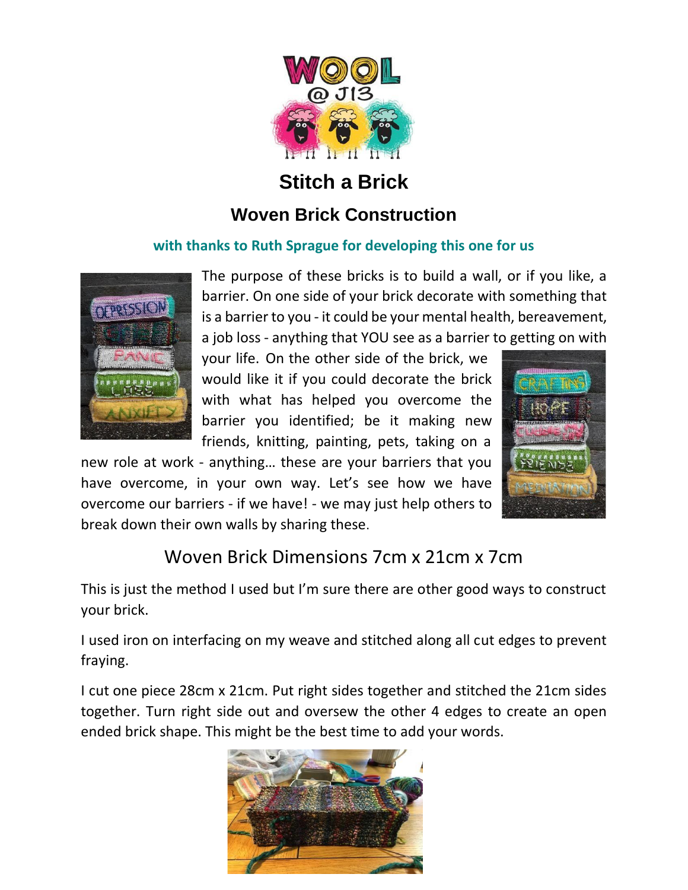# Stitch a Brick

## Woven Brick Construction

**with thanks to Ruth Sprague for developing this one for us**

The purpose of these bricks is to build a wall, or if you like, a barrier. On one side of your brick decorate with something that is a barrier to you - it could be your mental health, bereavement, a job loss - anything that YOU see as a barrier to getting on with your life. On the other side of the brick, we would like it if you could decorate the brick with what has helped you overcome the barrier you identified; be it making new friends, knitting, painting, pets, taking on a new role at work - anything… these are your barriers that you have overcome, in your own way. Let's see how we have overcome our barriers - if we have! - we may just help others to break down their own walls by sharing these.

### Woven Brick Dimensions 7cm x 21cm x 7cm

This is just the method I used but I'm sure there are other good ways to construct your brick.

I used iron on interfacing on my weave and stitched along all cut edges to prevent fraying.

I cut one piece 28cm x 21cm. Put right sides together and stitched the 21cm sides together. Turn right side out and oversew the other 4 edges to create an open ended brick shape. This might be the best time to add your words.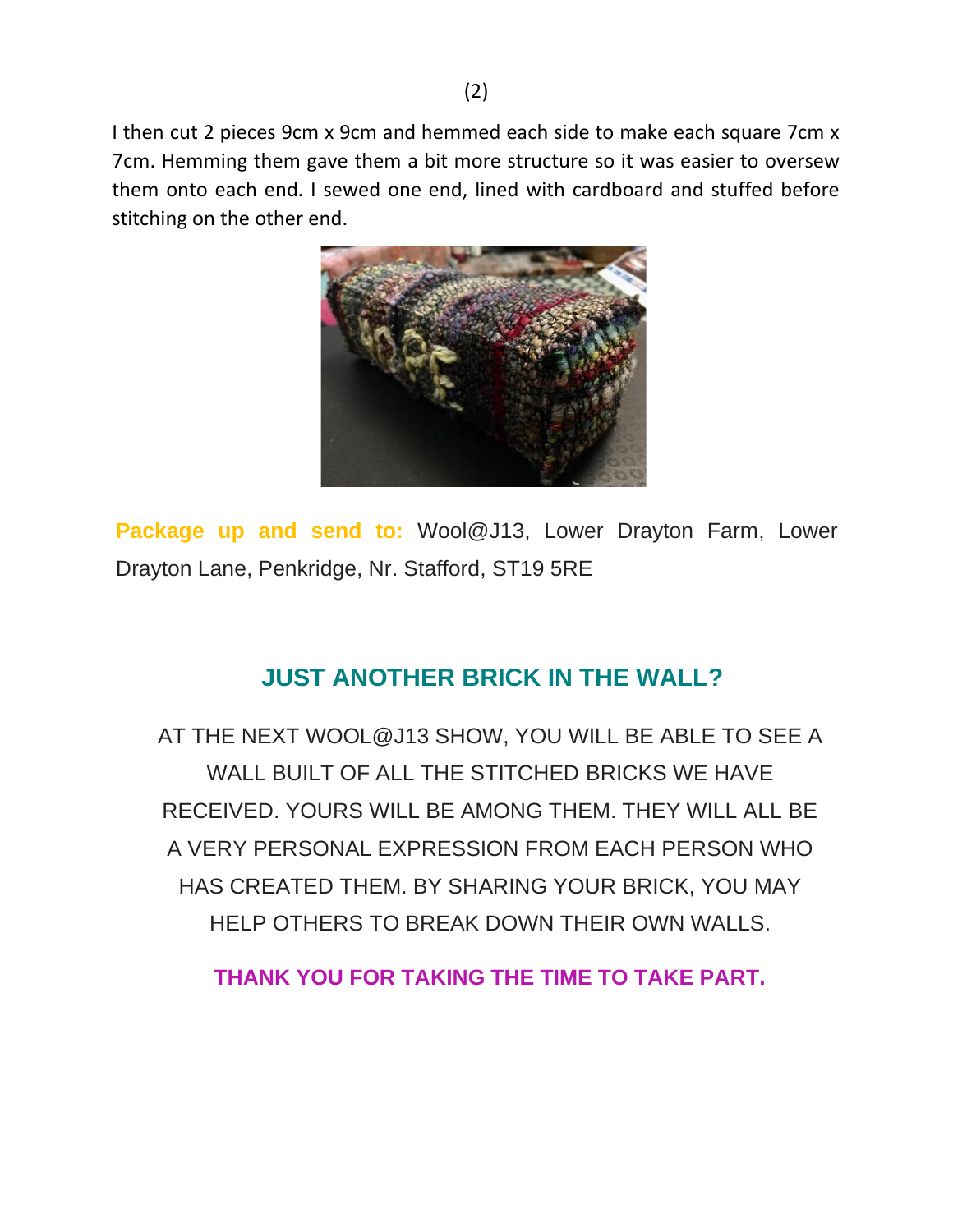I then cut 2 pieces 9cm x 9cm and hemmed each side to make each square 7cm x 7cm. Hemming them gave them a bit more structure so it was easier to oversew them onto each end. I sewed one end, lined with cardboard and stuffed before stitching on the other end.

**Package up and send to:** Wool@J13, Lower Drayton Farm, Lower Drayton Lane, Penkridge, Nr. Stafford, ST19 5RE

## JUST ANOTHER BRICK IN THE WALL?

AT THE NEXT WOOL@J13 SHOW, YOU WILL BE ABLE TO SEE A WALL BUILT OF ALL THE STITCHED BRICKS WE HAVE RECEIVED. YOURS WILL BE AMONG THEM. THEY WILL ALL BE A VERY PERSONAL EXPRESSION FROM EACH PERSON WHO HAS CREATED THEM. BY SHARING YOUR BRICK, YOU MAY HELP OTHERS TO BREAK DOWN THEIR OWN WALLS.

**THANK YOU FOR TAKING THE TIME TO TAKE PART.**